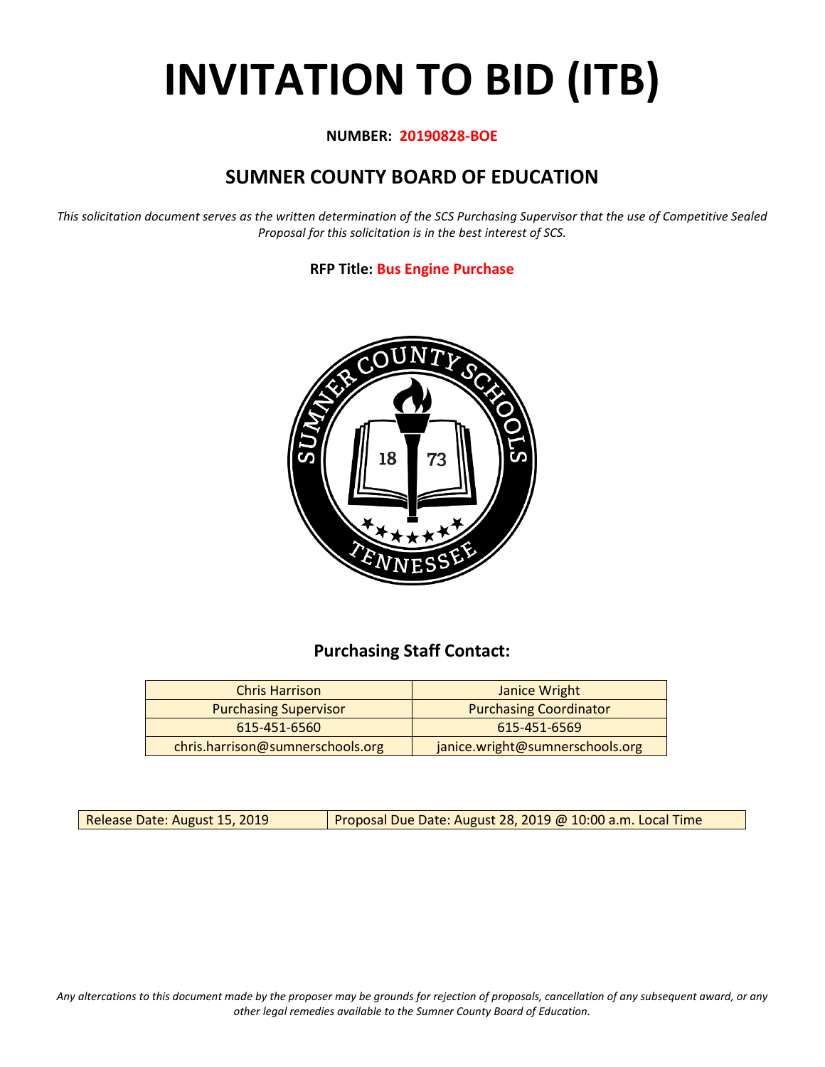# INVITATION TO BID (ITB)

**NUMBER: 20190828-BOE**

## SUMNER COUNTY BOARD OF EDUCATION

*This solicitation document serves as the written determination of the SCS Purchasing Supervisor that the use of Competitive Sealed Proposal for this solicitation is in the best interest of SCS.*

**RFP Title: Bus Engine Purchase**

### Purchasing Staff Contact:

| Chris Harrison | Janice Wright |
|---|---|
| Purchasing Supervisor | Purchasing Coordinator |
| 615-451-6560 | 615-451-6569 |
| chris.harrison@sumnerschools.org | janice.wright@sumnerschools.org |

| Release Date: August 15, 2019 | Proposal Due Date: August 28, 2019 @ 10:00 a.m. Local Time |
|---|---|

*Any altercations to this document made by the proposer may be grounds for rejection of proposals, cancellation of any subsequent award, or any other legal remedies available to the Sumner County Board of Education.*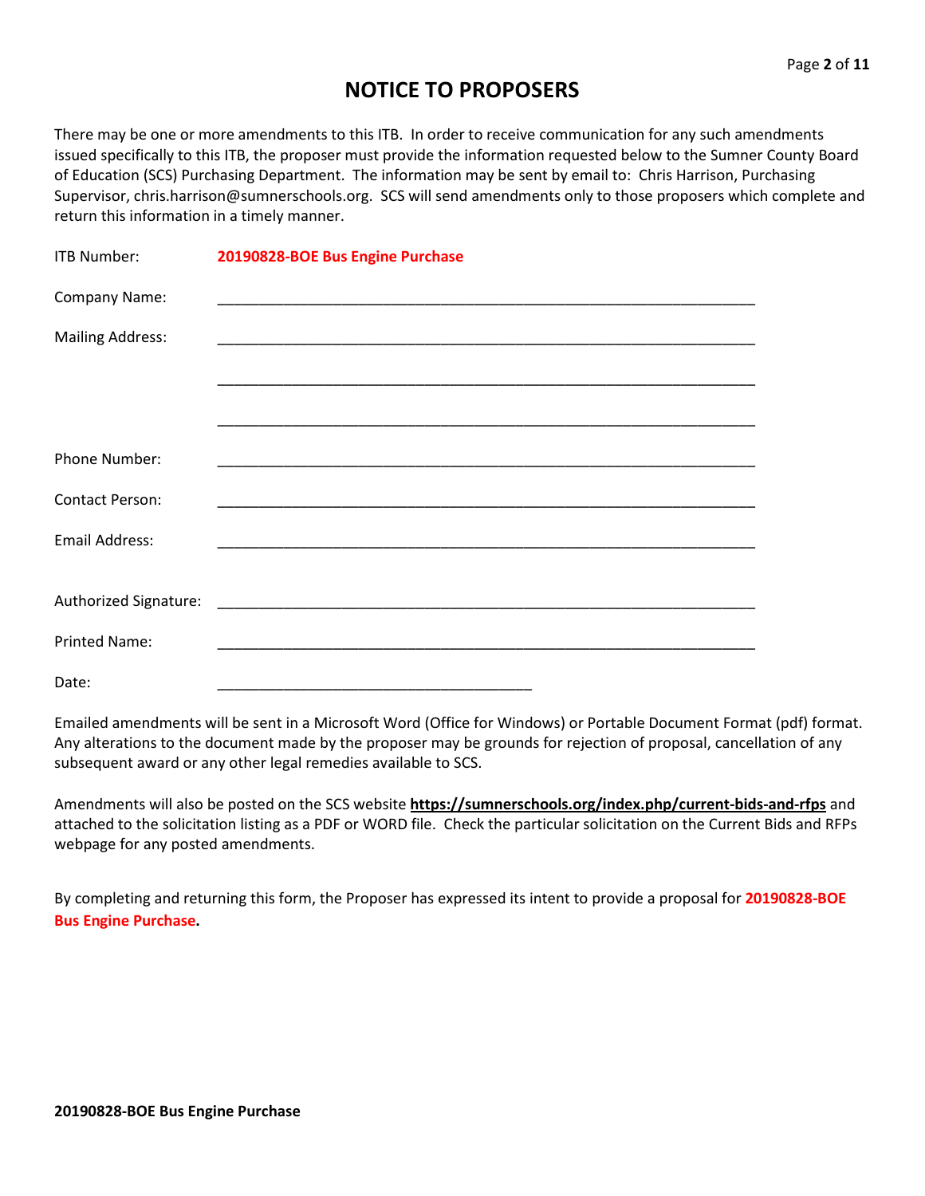# NOTICE TO PROPOSERS

There may be one or more amendments to this ITB. In order to receive communication for any such amendments issued specifically to this ITB, the proposer must provide the information requested below to the Sumner County Board of Education (SCS) Purchasing Department. The information may be sent by email to: Chris Harrison, Purchasing Supervisor, chris.harrison@sumnerschools.org. SCS will send amendments only to those proposers which complete and return this information in a timely manner.

ITB Number: **20190828-BOE Bus Engine Purchase**

Company Name: ____________________________________________________________________

Mailing Address: ____________________________________________________________________

____________________________________________________________________

____________________________________________________________________

Phone Number: ____________________________________________________________________

Contact Person: ____________________________________________________________________

Email Address: ____________________________________________________________________

Authorized Signature: ____________________________________________________________________

Printed Name: ____________________________________________________________________

Date: _______________________________________

Emailed amendments will be sent in a Microsoft Word (Office for Windows) or Portable Document Format (pdf) format. Any alterations to the document made by the proposer may be grounds for rejection of proposal, cancellation of any subsequent award or any other legal remedies available to SCS.

Amendments will also be posted on the SCS website **https://sumnerschools.org/index.php/current-bids-and-rfps** and attached to the solicitation listing as a PDF or WORD file. Check the particular solicitation on the Current Bids and RFPs webpage for any posted amendments.

By completing and returning this form, the Proposer has expressed its intent to provide a proposal for **20190828-BOE Bus Engine Purchase.**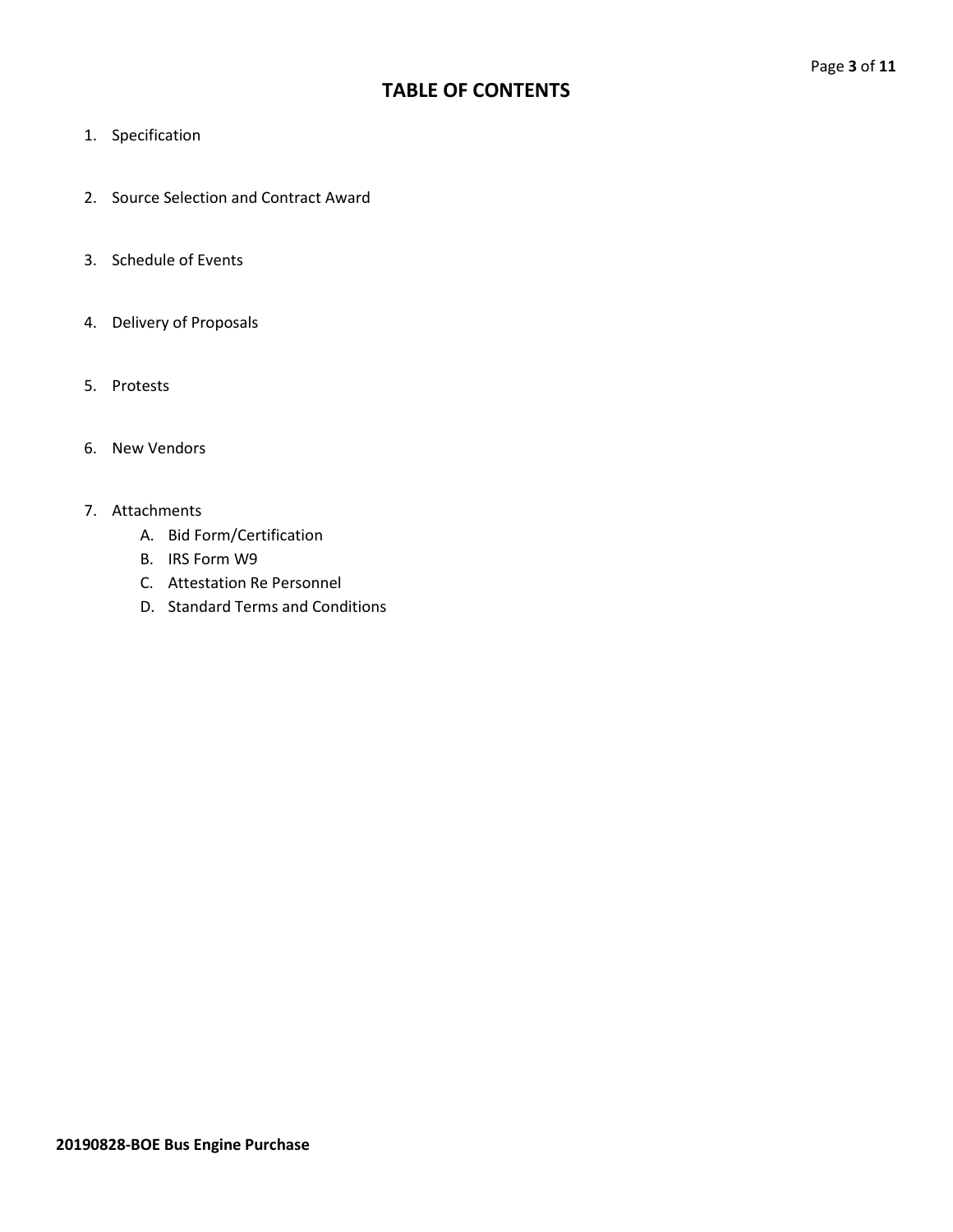# TABLE OF CONTENTS

1. Specification

2. Source Selection and Contract Award

3. Schedule of Events

4. Delivery of Proposals

5. Protests

6. New Vendors

7. Attachments
    A. Bid Form/Certification
    B. IRS Form W9
    C. Attestation Re Personnel
    D. Standard Terms and Conditions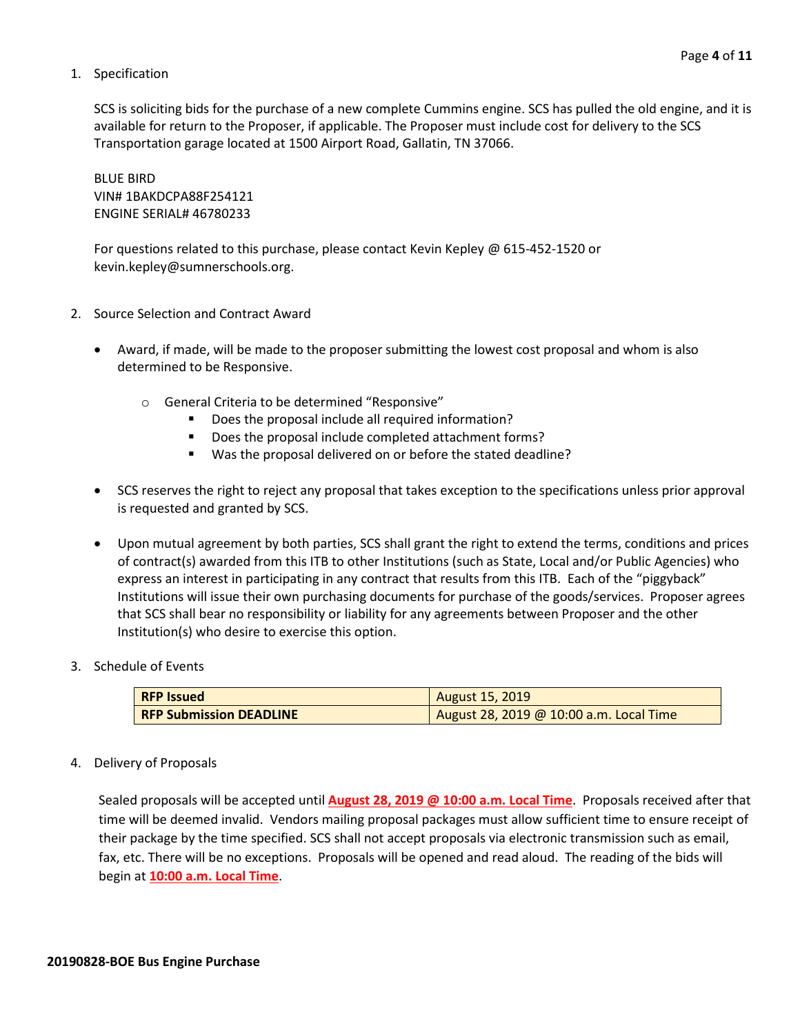1. Specification

   SCS is soliciting bids for the purchase of a new complete Cummins engine. SCS has pulled the old engine, and it is available for return to the Proposer, if applicable. The Proposer must include cost for delivery to the SCS Transportation garage located at 1500 Airport Road, Gallatin, TN 37066.

   BLUE BIRD
   VIN# 1BAKDCPA88F254121
   ENGINE SERIAL# 46780233

   For questions related to this purchase, please contact Kevin Kepley @ 615-452-1520 or kevin.kepley@sumnerschools.org.

2. Source Selection and Contract Award

   - Award, if made, will be made to the proposer submitting the lowest cost proposal and whom is also determined to be Responsive.
     - General Criteria to be determined "Responsive"
       - Does the proposal include all required information?
       - Does the proposal include completed attachment forms?
       - Was the proposal delivered on or before the stated deadline?
   - SCS reserves the right to reject any proposal that takes exception to the specifications unless prior approval is requested and granted by SCS.
   - Upon mutual agreement by both parties, SCS shall grant the right to extend the terms, conditions and prices of contract(s) awarded from this ITB to other Institutions (such as State, Local and/or Public Agencies) who express an interest in participating in any contract that results from this ITB. Each of the "piggyback" Institutions will issue their own purchasing documents for purchase of the goods/services. Proposer agrees that SCS shall bear no responsibility or liability for any agreements between Proposer and the other Institution(s) who desire to exercise this option.

3. Schedule of Events

| **RFP Issued** | August 15, 2019 |
| --- | --- |
| **RFP Submission DEADLINE** | August 28, 2019 @ 10:00 a.m. Local Time |

4. Delivery of Proposals

   Sealed proposals will be accepted until **August 28, 2019 @ 10:00 a.m. Local Time**. Proposals received after that time will be deemed invalid. Vendors mailing proposal packages must allow sufficient time to ensure receipt of their package by the time specified. SCS shall not accept proposals via electronic transmission such as email, fax, etc. There will be no exceptions. Proposals will be opened and read aloud. The reading of the bids will begin at **10:00 a.m. Local Time**.

**20190828-BOE Bus Engine Purchase**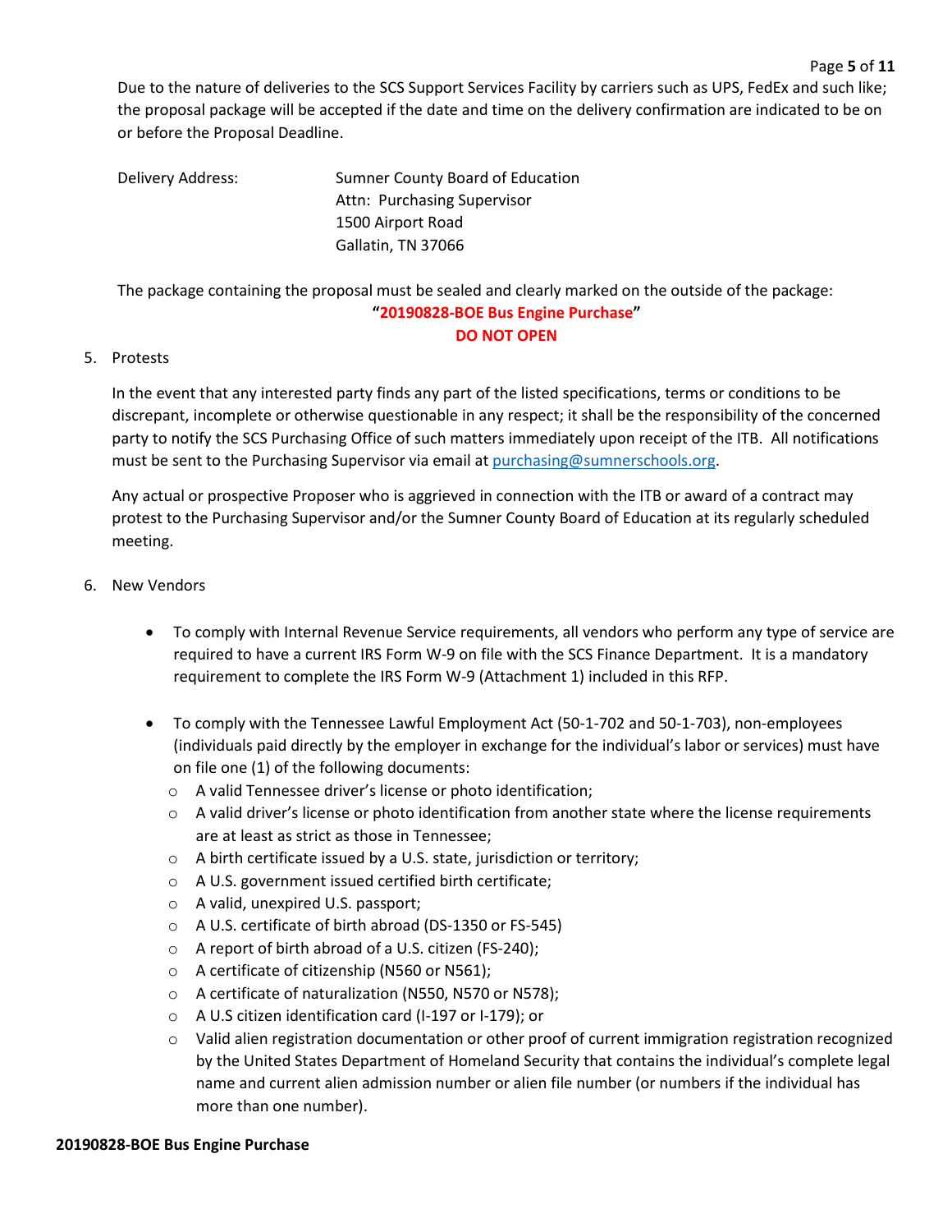Due to the nature of deliveries to the SCS Support Services Facility by carriers such as UPS, FedEx and such like; the proposal package will be accepted if the date and time on the delivery confirmation are indicated to be on or before the Proposal Deadline.

Delivery Address: Sumner County Board of Education
Attn: Purchasing Supervisor
1500 Airport Road
Gallatin, TN 37066

The package containing the proposal must be sealed and clearly marked on the outside of the package:

**"20190828-BOE Bus Engine Purchase"**
**DO NOT OPEN**

5. Protests

   In the event that any interested party finds any part of the listed specifications, terms or conditions to be discrepant, incomplete or otherwise questionable in any respect; it shall be the responsibility of the concerned party to notify the SCS Purchasing Office of such matters immediately upon receipt of the ITB. All notifications must be sent to the Purchasing Supervisor via email at purchasing@sumnerschools.org.

   Any actual or prospective Proposer who is aggrieved in connection with the ITB or award of a contract may protest to the Purchasing Supervisor and/or the Sumner County Board of Education at its regularly scheduled meeting.

6. New Vendors

   - To comply with Internal Revenue Service requirements, all vendors who perform any type of service are required to have a current IRS Form W-9 on file with the SCS Finance Department. It is a mandatory requirement to complete the IRS Form W-9 (Attachment 1) included in this RFP.

   - To comply with the Tennessee Lawful Employment Act (50-1-702 and 50-1-703), non-employees (individuals paid directly by the employer in exchange for the individual's labor or services) must have on file one (1) of the following documents:
     - A valid Tennessee driver's license or photo identification;
     - A valid driver's license or photo identification from another state where the license requirements are at least as strict as those in Tennessee;
     - A birth certificate issued by a U.S. state, jurisdiction or territory;
     - A U.S. government issued certified birth certificate;
     - A valid, unexpired U.S. passport;
     - A U.S. certificate of birth abroad (DS-1350 or FS-545)
     - A report of birth abroad of a U.S. citizen (FS-240);
     - A certificate of citizenship (N560 or N561);
     - A certificate of naturalization (N550, N570 or N578);
     - A U.S citizen identification card (I-197 or I-179); or
     - Valid alien registration documentation or other proof of current immigration registration recognized by the United States Department of Homeland Security that contains the individual's complete legal name and current alien admission number or alien file number (or numbers if the individual has more than one number).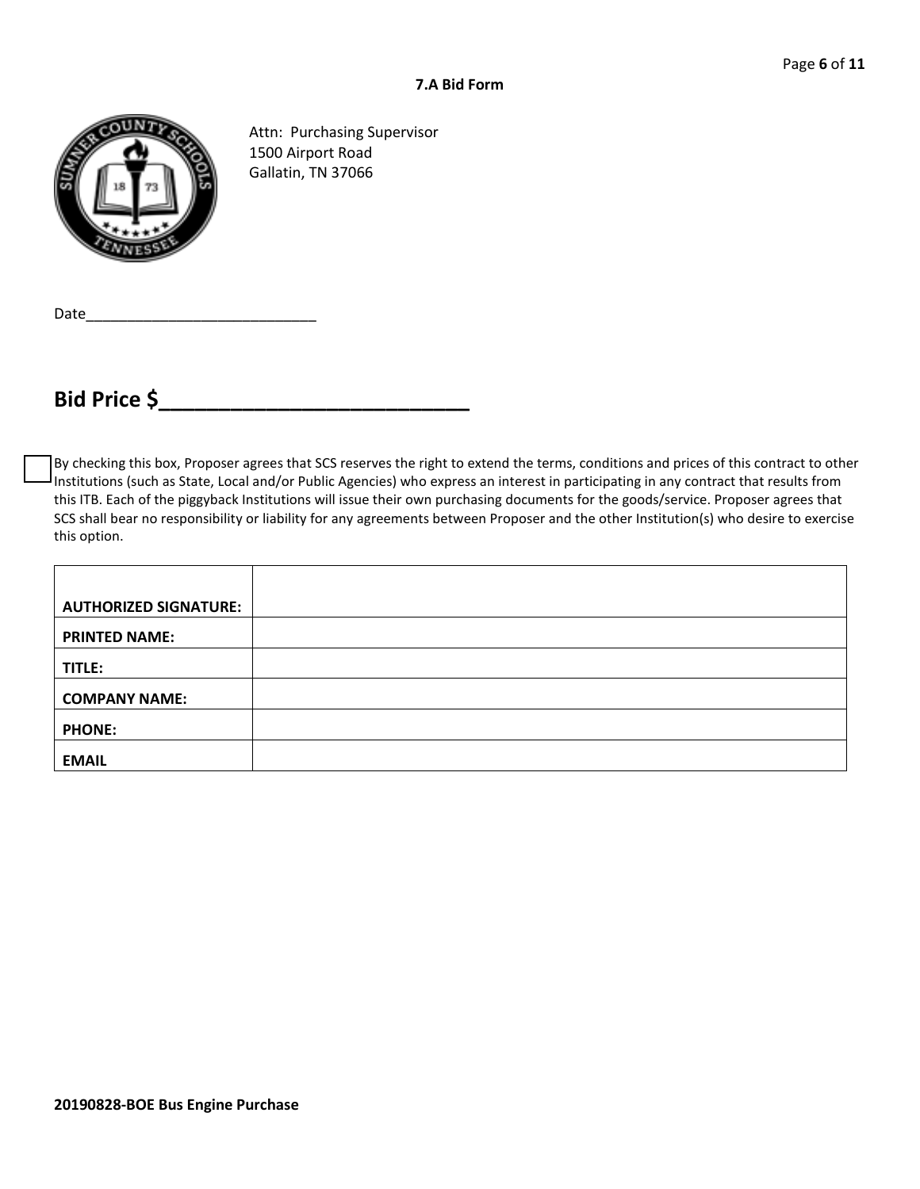**7.A Bid Form**

Attn: Purchasing Supervisor
1500 Airport Road
Gallatin, TN 37066

Date____________________________

## Bid Price $_________________________

☐ By checking this box, Proposer agrees that SCS reserves the right to extend the terms, conditions and prices of this contract to other Institutions (such as State, Local and/or Public Agencies) who express an interest in participating in any contract that results from this ITB. Each of the piggyback Institutions will issue their own purchasing documents for the goods/service. Proposer agrees that SCS shall bear no responsibility or liability for any agreements between Proposer and the other Institution(s) who desire to exercise this option.

| | |
|---|---|
| **AUTHORIZED SIGNATURE:** | |
| **PRINTED NAME:** | |
| **TITLE:** | |
| **COMPANY NAME:** | |
| **PHONE:** | |
| **EMAIL** | |

**20190828-BOE Bus Engine Purchase**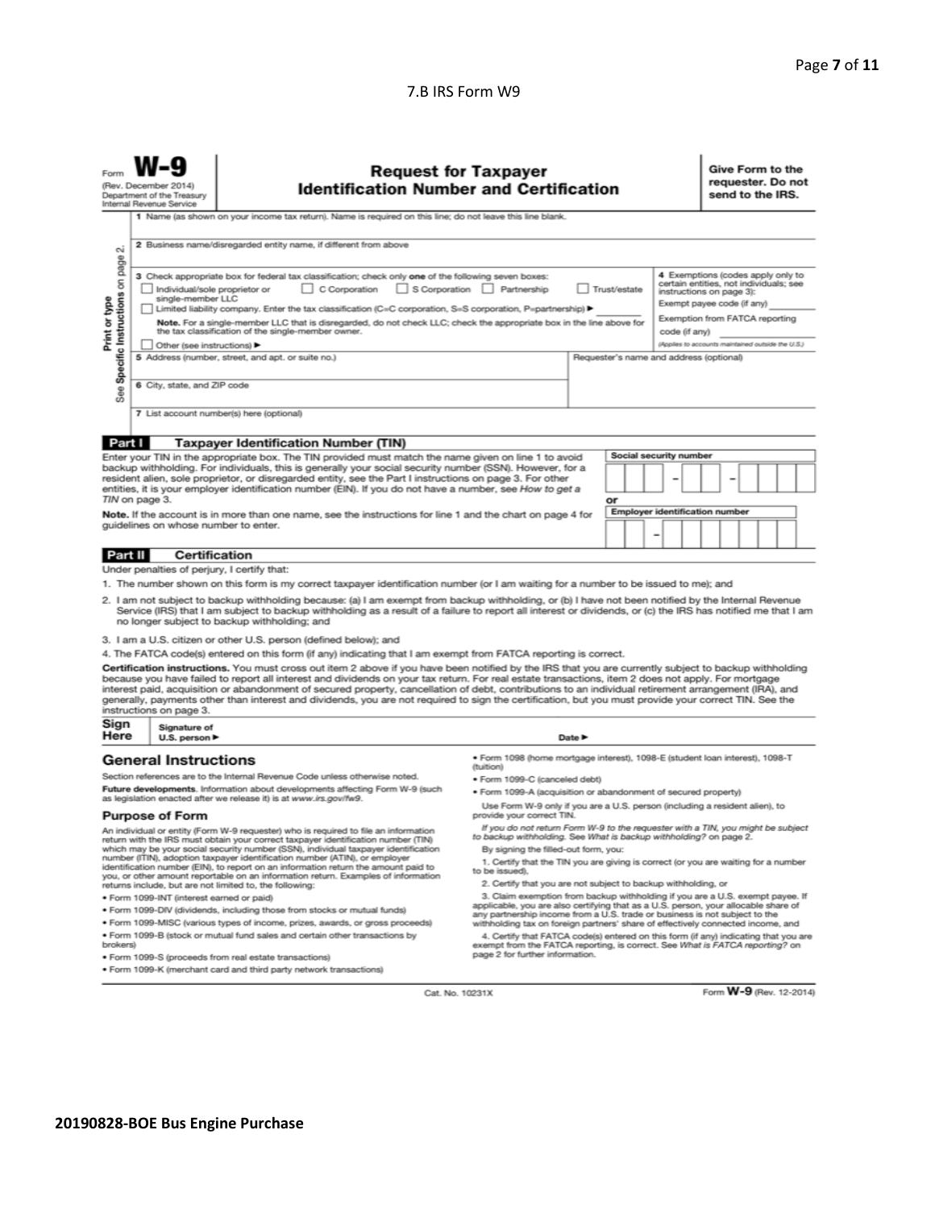7.B IRS Form W9

Form **W-9**
(Rev. December 2014)
Department of the Treasury
Internal Revenue Service

# Request for Taxpayer Identification Number and Certification

**Give Form to the requester. Do not send to the IRS.**

Print or type
See **Specific Instructions** on page 2.

1 Name (as shown on your income tax return). Name is required on this line; do not leave this line blank.

2 Business name/disregarded entity name, if different from above

3 Check appropriate box for federal tax classification; check only **one** of the following seven boxes:

- ☐ Individual/sole proprietor or single-member LLC
- ☐ C Corporation
- ☐ S Corporation
- ☐ Partnership
- ☐ Trust/estate
- ☐ Limited liability company. Enter the tax classification (C=C corporation, S=S corporation, P=partnership) ▶ ________

**Note.** For a single-member LLC that is disregarded, do not check LLC; check the appropriate box in the line above for the tax classification of the single-member owner.

- ☐ Other (see instructions) ▶

4 Exemptions (codes apply only to certain entities, not individuals; see instructions on page 3):

Exempt payee code (if any) ________

Exemption from FATCA reporting code (if any) ________

(Applies to accounts maintained outside the U.S.)

5 Address (number, street, and apt. or suite no.)

Requester's name and address (optional)

6 City, state, and ZIP code

7 List account number(s) here (optional)

## Part I Taxpayer Identification Number (TIN)

Enter your TIN in the appropriate box. The TIN provided must match the name given on line 1 to avoid backup withholding. For individuals, this is generally your social security number (SSN). However, for a resident alien, sole proprietor, or disregarded entity, see the Part I instructions on page 3. For other entities, it is your employer identification number (EIN). If you do not have a number, see *How to get a TIN* on page 3.

**Note.** If the account is in more than one name, see the instructions for line 1 and the chart on page 4 for guidelines on whose number to enter.

Social security number

\_ \_ \_ – \_ \_ – \_ \_ \_ \_

or

Employer identification number

\_ \_ – \_ \_ \_ \_ \_ \_ \_

## Part II Certification

Under penalties of perjury, I certify that:

1. The number shown on this form is my correct taxpayer identification number (or I am waiting for a number to be issued to me); and
2. I am not subject to backup withholding because: (a) I am exempt from backup withholding, or (b) I have not been notified by the Internal Revenue Service (IRS) that I am subject to backup withholding as a result of a failure to report all interest or dividends, or (c) the IRS has notified me that I am no longer subject to backup withholding; and
3. I am a U.S. citizen or other U.S. person (defined below); and
4. The FATCA code(s) entered on this form (if any) indicating that I am exempt from FATCA reporting is correct.

**Certification instructions.** You must cross out item 2 above if you have been notified by the IRS that you are currently subject to backup withholding because you have failed to report all interest and dividends on your tax return. For real estate transactions, item 2 does not apply. For mortgage interest paid, acquisition or abandonment of secured property, cancellation of debt, contributions to an individual retirement arrangement (IRA), and generally, payments other than interest and dividends, you are not required to sign the certification, but you must provide your correct TIN. See the instructions on page 3.

**Sign Here** Signature of U.S. person ▶ Date ▶

## General Instructions

Section references are to the Internal Revenue Code unless otherwise noted.

**Future developments**. Information about developments affecting Form W-9 (such as legislation enacted after we release it) is at *www.irs.gov/fw9*.

### Purpose of Form

An individual or entity (Form W-9 requester) who is required to file an information return with the IRS must obtain your correct taxpayer identification number (TIN) which may be your social security number (SSN), individual taxpayer identification number (ITIN), adoption taxpayer identification number (ATIN), or employer identification number (EIN), to report on an information return the amount paid to you, or other amount reportable on an information return. Examples of information returns include, but are not limited to, the following:

- Form 1099-INT (interest earned or paid)
- Form 1099-DIV (dividends, including those from stocks or mutual funds)
- Form 1099-MISC (various types of income, prizes, awards, or gross proceeds)
- Form 1099-B (stock or mutual fund sales and certain other transactions by brokers)
- Form 1099-S (proceeds from real estate transactions)
- Form 1099-K (merchant card and third party network transactions)
- Form 1098 (home mortgage interest), 1098-E (student loan interest), 1098-T (tuition)
- Form 1099-C (canceled debt)
- Form 1099-A (acquisition or abandonment of secured property)

Use Form W-9 only if you are a U.S. person (including a resident alien), to provide your correct TIN.

*If you do not return Form W-9 to the requester with a TIN, you might be subject to backup withholding. See What is backup withholding? on page 2.*

By signing the filled-out form, you:

1. Certify that the TIN you are giving is correct (or you are waiting for a number to be issued),
2. Certify that you are not subject to backup withholding, or
3. Claim exemption from backup withholding if you are a U.S. exempt payee. If applicable, you are also certifying that as a U.S. person, your allocable share of any partnership income from a U.S. trade or business is not subject to the withholding tax on foreign partners' share of effectively connected income, and
4. Certify that FATCA code(s) entered on this form (if any) indicating that you are exempt from the FATCA reporting, is correct. See *What is FATCA reporting?* on page 2 for further information.

Cat. No. 10231X

Form **W-9** (Rev. 12-2014)

**20190828-BOE Bus Engine Purchase**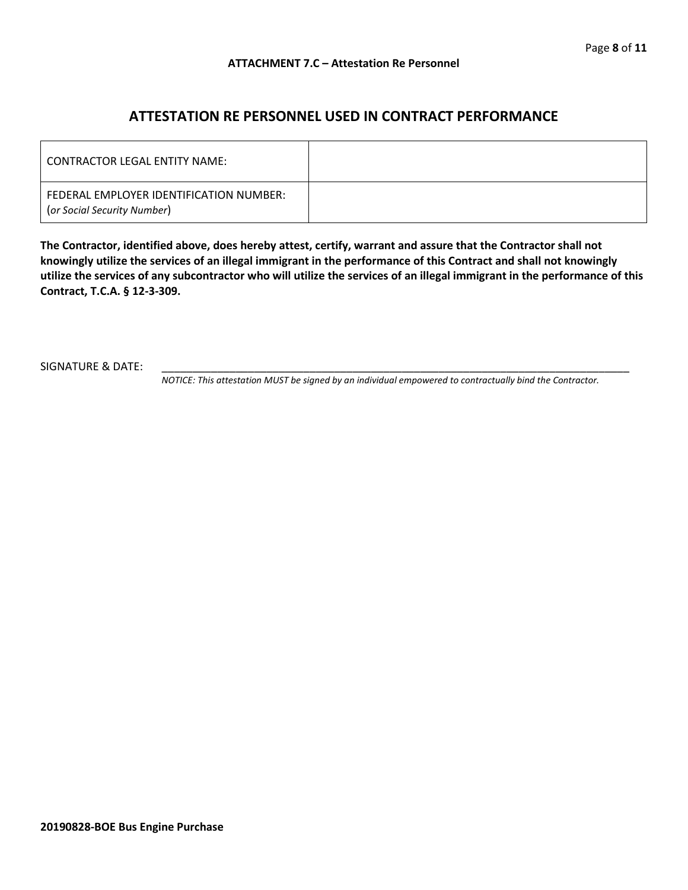**ATTACHMENT 7.C – Attestation Re Personnel**

## ATTESTATION RE PERSONNEL USED IN CONTRACT PERFORMANCE

| CONTRACTOR LEGAL ENTITY NAME: | |
|---|---|
| FEDERAL EMPLOYER IDENTIFICATION NUMBER: (*or Social Security Number*) | |

**The Contractor, identified above, does hereby attest, certify, warrant and assure that the Contractor shall not knowingly utilize the services of an illegal immigrant in the performance of this Contract and shall not knowingly utilize the services of any subcontractor who will utilize the services of an illegal immigrant in the performance of this Contract, T.C.A. § 12-3-309.**

SIGNATURE & DATE: ________________________________________________________________________

*NOTICE: This attestation MUST be signed by an individual empowered to contractually bind the Contractor.*

**20190828-BOE Bus Engine Purchase**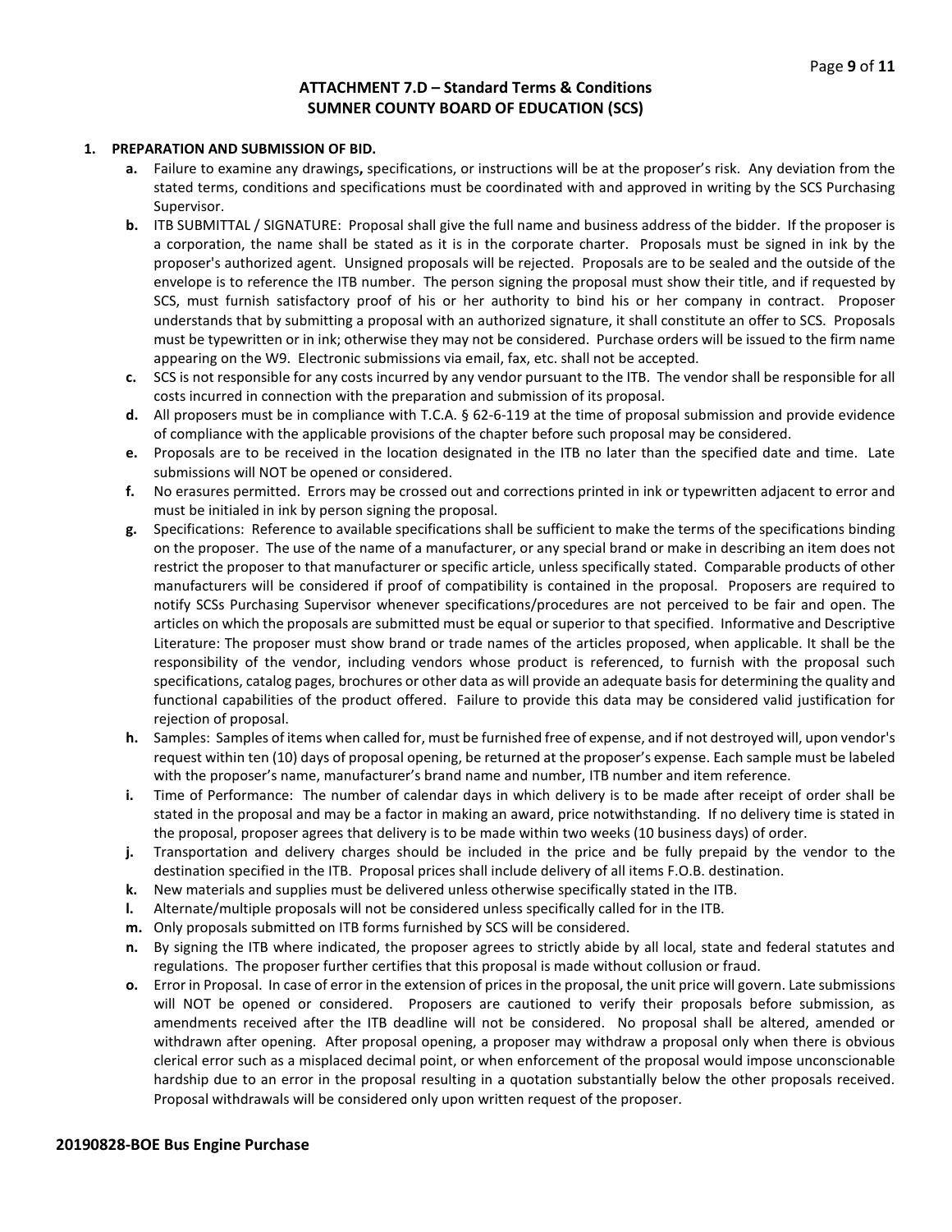# ATTACHMENT 7.D – Standard Terms & Conditions
## SUMNER COUNTY BOARD OF EDUCATION (SCS)

**1. PREPARATION AND SUBMISSION OF BID.**

- **a.** Failure to examine any drawings**,** specifications, or instructions will be at the proposer's risk. Any deviation from the stated terms, conditions and specifications must be coordinated with and approved in writing by the SCS Purchasing Supervisor.
- **b.** ITB SUBMITTAL / SIGNATURE: Proposal shall give the full name and business address of the bidder. If the proposer is a corporation, the name shall be stated as it is in the corporate charter. Proposals must be signed in ink by the proposer's authorized agent. Unsigned proposals will be rejected. Proposals are to be sealed and the outside of the envelope is to reference the ITB number. The person signing the proposal must show their title, and if requested by SCS, must furnish satisfactory proof of his or her authority to bind his or her company in contract. Proposer understands that by submitting a proposal with an authorized signature, it shall constitute an offer to SCS. Proposals must be typewritten or in ink; otherwise they may not be considered. Purchase orders will be issued to the firm name appearing on the W9. Electronic submissions via email, fax, etc. shall not be accepted.
- **c.** SCS is not responsible for any costs incurred by any vendor pursuant to the ITB. The vendor shall be responsible for all costs incurred in connection with the preparation and submission of its proposal.
- **d.** All proposers must be in compliance with T.C.A. § 62-6-119 at the time of proposal submission and provide evidence of compliance with the applicable provisions of the chapter before such proposal may be considered.
- **e.** Proposals are to be received in the location designated in the ITB no later than the specified date and time. Late submissions will NOT be opened or considered.
- **f.** No erasures permitted. Errors may be crossed out and corrections printed in ink or typewritten adjacent to error and must be initialed in ink by person signing the proposal.
- **g.** Specifications: Reference to available specifications shall be sufficient to make the terms of the specifications binding on the proposer. The use of the name of a manufacturer, or any special brand or make in describing an item does not restrict the proposer to that manufacturer or specific article, unless specifically stated. Comparable products of other manufacturers will be considered if proof of compatibility is contained in the proposal. Proposers are required to notify SCSs Purchasing Supervisor whenever specifications/procedures are not perceived to be fair and open. The articles on which the proposals are submitted must be equal or superior to that specified. Informative and Descriptive Literature: The proposer must show brand or trade names of the articles proposed, when applicable. It shall be the responsibility of the vendor, including vendors whose product is referenced, to furnish with the proposal such specifications, catalog pages, brochures or other data as will provide an adequate basis for determining the quality and functional capabilities of the product offered. Failure to provide this data may be considered valid justification for rejection of proposal.
- **h.** Samples: Samples of items when called for, must be furnished free of expense, and if not destroyed will, upon vendor's request within ten (10) days of proposal opening, be returned at the proposer's expense. Each sample must be labeled with the proposer's name, manufacturer's brand name and number, ITB number and item reference.
- **i.** Time of Performance: The number of calendar days in which delivery is to be made after receipt of order shall be stated in the proposal and may be a factor in making an award, price notwithstanding. If no delivery time is stated in the proposal, proposer agrees that delivery is to be made within two weeks (10 business days) of order.
- **j.** Transportation and delivery charges should be included in the price and be fully prepaid by the vendor to the destination specified in the ITB. Proposal prices shall include delivery of all items F.O.B. destination.
- **k.** New materials and supplies must be delivered unless otherwise specifically stated in the ITB.
- **l.** Alternate/multiple proposals will not be considered unless specifically called for in the ITB.
- **m.** Only proposals submitted on ITB forms furnished by SCS will be considered.
- **n.** By signing the ITB where indicated, the proposer agrees to strictly abide by all local, state and federal statutes and regulations. The proposer further certifies that this proposal is made without collusion or fraud.
- **o.** Error in Proposal. In case of error in the extension of prices in the proposal, the unit price will govern. Late submissions will NOT be opened or considered. Proposers are cautioned to verify their proposals before submission, as amendments received after the ITB deadline will not be considered. No proposal shall be altered, amended or withdrawn after opening. After proposal opening, a proposer may withdraw a proposal only when there is obvious clerical error such as a misplaced decimal point, or when enforcement of the proposal would impose unconscionable hardship due to an error in the proposal resulting in a quotation substantially below the other proposals received. Proposal withdrawals will be considered only upon written request of the proposer.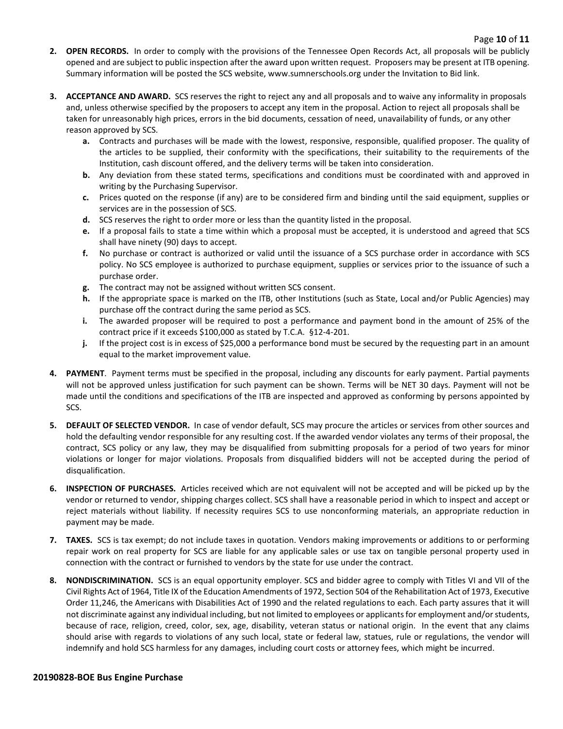2. **OPEN RECORDS.** In order to comply with the provisions of the Tennessee Open Records Act, all proposals will be publicly opened and are subject to public inspection after the award upon written request. Proposers may be present at ITB opening. Summary information will be posted the SCS website, www.sumnerschools.org under the Invitation to Bid link.

3. **ACCEPTANCE AND AWARD.** SCS reserves the right to reject any and all proposals and to waive any informality in proposals and, unless otherwise specified by the proposers to accept any item in the proposal. Action to reject all proposals shall be taken for unreasonably high prices, errors in the bid documents, cessation of need, unavailability of funds, or any other reason approved by SCS.
   - **a.** Contracts and purchases will be made with the lowest, responsive, responsible, qualified proposer. The quality of the articles to be supplied, their conformity with the specifications, their suitability to the requirements of the Institution, cash discount offered, and the delivery terms will be taken into consideration.
   - **b.** Any deviation from these stated terms, specifications and conditions must be coordinated with and approved in writing by the Purchasing Supervisor.
   - **c.** Prices quoted on the response (if any) are to be considered firm and binding until the said equipment, supplies or services are in the possession of SCS.
   - **d.** SCS reserves the right to order more or less than the quantity listed in the proposal.
   - **e.** If a proposal fails to state a time within which a proposal must be accepted, it is understood and agreed that SCS shall have ninety (90) days to accept.
   - **f.** No purchase or contract is authorized or valid until the issuance of a SCS purchase order in accordance with SCS policy. No SCS employee is authorized to purchase equipment, supplies or services prior to the issuance of such a purchase order.
   - **g.** The contract may not be assigned without written SCS consent.
   - **h.** If the appropriate space is marked on the ITB, other Institutions (such as State, Local and/or Public Agencies) may purchase off the contract during the same period as SCS.
   - **i.** The awarded proposer will be required to post a performance and payment bond in the amount of 25% of the contract price if it exceeds $100,000 as stated by T.C.A. §12-4-201.
   - **j.** If the project cost is in excess of $25,000 a performance bond must be secured by the requesting part in an amount equal to the market improvement value.

4. **PAYMENT**. Payment terms must be specified in the proposal, including any discounts for early payment. Partial payments will not be approved unless justification for such payment can be shown. Terms will be NET 30 days. Payment will not be made until the conditions and specifications of the ITB are inspected and approved as conforming by persons appointed by SCS.

5. **DEFAULT OF SELECTED VENDOR.** In case of vendor default, SCS may procure the articles or services from other sources and hold the defaulting vendor responsible for any resulting cost. If the awarded vendor violates any terms of their proposal, the contract, SCS policy or any law, they may be disqualified from submitting proposals for a period of two years for minor violations or longer for major violations. Proposals from disqualified bidders will not be accepted during the period of disqualification.

6. **INSPECTION OF PURCHASES.** Articles received which are not equivalent will not be accepted and will be picked up by the vendor or returned to vendor, shipping charges collect. SCS shall have a reasonable period in which to inspect and accept or reject materials without liability. If necessity requires SCS to use nonconforming materials, an appropriate reduction in payment may be made.

7. **TAXES.** SCS is tax exempt; do not include taxes in quotation. Vendors making improvements or additions to or performing repair work on real property for SCS are liable for any applicable sales or use tax on tangible personal property used in connection with the contract or furnished to vendors by the state for use under the contract.

8. **NONDISCRIMINATION.** SCS is an equal opportunity employer. SCS and bidder agree to comply with Titles VI and VII of the Civil Rights Act of 1964, Title IX of the Education Amendments of 1972, Section 504 of the Rehabilitation Act of 1973, Executive Order 11,246, the Americans with Disabilities Act of 1990 and the related regulations to each. Each party assures that it will not discriminate against any individual including, but not limited to employees or applicants for employment and/or students, because of race, religion, creed, color, sex, age, disability, veteran status or national origin. In the event that any claims should arise with regards to violations of any such local, state or federal law, statues, rule or regulations, the vendor will indemnify and hold SCS harmless for any damages, including court costs or attorney fees, which might be incurred.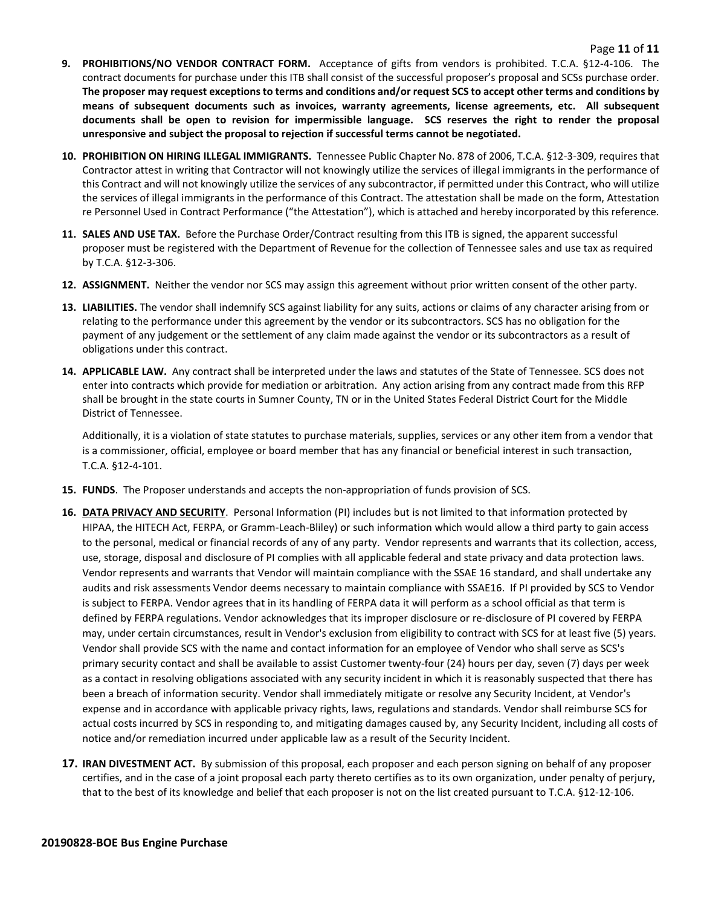9. **PROHIBITIONS/NO VENDOR CONTRACT FORM.** Acceptance of gifts from vendors is prohibited. T.C.A. §12-4-106. The contract documents for purchase under this ITB shall consist of the successful proposer's proposal and SCSs purchase order. **The proposer may request exceptions to terms and conditions and/or request SCS to accept other terms and conditions by means of subsequent documents such as invoices, warranty agreements, license agreements, etc. All subsequent documents shall be open to revision for impermissible language. SCS reserves the right to render the proposal unresponsive and subject the proposal to rejection if successful terms cannot be negotiated.**

10. **PROHIBITION ON HIRING ILLEGAL IMMIGRANTS.** Tennessee Public Chapter No. 878 of 2006, T.C.A. §12-3-309, requires that Contractor attest in writing that Contractor will not knowingly utilize the services of illegal immigrants in the performance of this Contract and will not knowingly utilize the services of any subcontractor, if permitted under this Contract, who will utilize the services of illegal immigrants in the performance of this Contract. The attestation shall be made on the form, Attestation re Personnel Used in Contract Performance ("the Attestation"), which is attached and hereby incorporated by this reference.

11. **SALES AND USE TAX.** Before the Purchase Order/Contract resulting from this ITB is signed, the apparent successful proposer must be registered with the Department of Revenue for the collection of Tennessee sales and use tax as required by T.C.A. §12-3-306.

12. **ASSIGNMENT.** Neither the vendor nor SCS may assign this agreement without prior written consent of the other party.

13. **LIABILITIES.** The vendor shall indemnify SCS against liability for any suits, actions or claims of any character arising from or relating to the performance under this agreement by the vendor or its subcontractors. SCS has no obligation for the payment of any judgement or the settlement of any claim made against the vendor or its subcontractors as a result of obligations under this contract.

14. **APPLICABLE LAW.** Any contract shall be interpreted under the laws and statutes of the State of Tennessee. SCS does not enter into contracts which provide for mediation or arbitration. Any action arising from any contract made from this RFP shall be brought in the state courts in Sumner County, TN or in the United States Federal District Court for the Middle District of Tennessee.

    Additionally, it is a violation of state statutes to purchase materials, supplies, services or any other item from a vendor that is a commissioner, official, employee or board member that has any financial or beneficial interest in such transaction, T.C.A. §12-4-101.

15. **FUNDS**. The Proposer understands and accepts the non-appropriation of funds provision of SCS.

16. **DATA PRIVACY AND SECURITY**. Personal Information (PI) includes but is not limited to that information protected by HIPAA, the HITECH Act, FERPA, or Gramm-Leach-Bliley) or such information which would allow a third party to gain access to the personal, medical or financial records of any of any party. Vendor represents and warrants that its collection, access, use, storage, disposal and disclosure of PI complies with all applicable federal and state privacy and data protection laws. Vendor represents and warrants that Vendor will maintain compliance with the SSAE 16 standard, and shall undertake any audits and risk assessments Vendor deems necessary to maintain compliance with SSAE16. If PI provided by SCS to Vendor is subject to FERPA. Vendor agrees that in its handling of FERPA data it will perform as a school official as that term is defined by FERPA regulations. Vendor acknowledges that its improper disclosure or re-disclosure of PI covered by FERPA may, under certain circumstances, result in Vendor's exclusion from eligibility to contract with SCS for at least five (5) years. Vendor shall provide SCS with the name and contact information for an employee of Vendor who shall serve as SCS's primary security contact and shall be available to assist Customer twenty-four (24) hours per day, seven (7) days per week as a contact in resolving obligations associated with any security incident in which it is reasonably suspected that there has been a breach of information security. Vendor shall immediately mitigate or resolve any Security Incident, at Vendor's expense and in accordance with applicable privacy rights, laws, regulations and standards. Vendor shall reimburse SCS for actual costs incurred by SCS in responding to, and mitigating damages caused by, any Security Incident, including all costs of notice and/or remediation incurred under applicable law as a result of the Security Incident.

17. **IRAN DIVESTMENT ACT.** By submission of this proposal, each proposer and each person signing on behalf of any proposer certifies, and in the case of a joint proposal each party thereto certifies as to its own organization, under penalty of perjury, that to the best of its knowledge and belief that each proposer is not on the list created pursuant to T.C.A. §12-12-106.